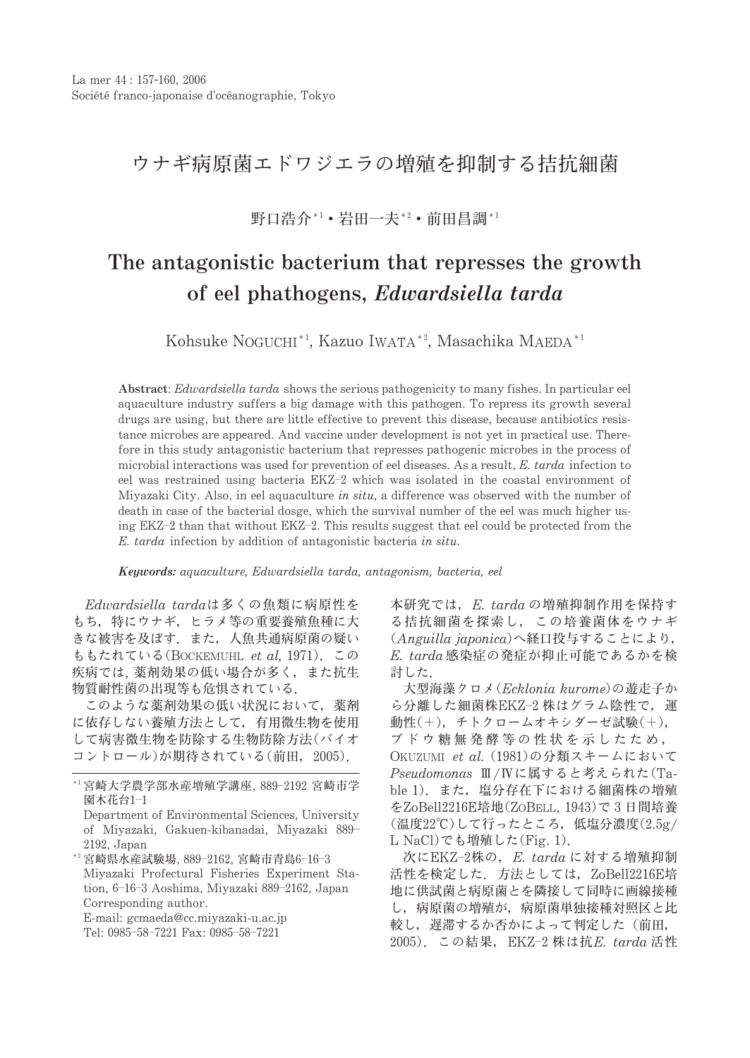# ウナギ病原菌エドワジエラの増殖を抑制する拮抗細菌

野口浩介[*1]・岩田一夫[*2]・前田昌調[*1]

# The antagonistic bacterium that represses the growth of eel phathogens, *Edwardsiella tarda*

Kohsuke NOGUCHI[*1], Kazuo IWATA[*2], Masachika MAEDA[*1]

**Abstract**: *Edwardsiella tarda* shows the serious pathogenicity to many fishes. In particular eel aquaculture industry suffers a big damage with this pathogen. To repress its growth several drugs are using, but there are little effective to prevent this disease, because antibiotics resistance microbes are appeared. And vaccine under development is not yet in practical use. Therefore in this study antagonistic bacterium that represses pathogenic microbes in the process of microbial interactions was used for prevention of eel diseases. As a result, *E. tarda* infection to eel was restrained using bacteria EKZ-2 which was isolated in the coastal environment of Miyazaki City. Also, in eel aquaculture *in situ*, a difference was observed with the number of death in case of the bacterial dosge, which the survival number of the eel was much higher using EKZ-2 than that without EKZ-2. This results suggest that eel could be protected from the *E. tarda* infection by addition of antagonistic bacteria *in situ*.

***Keywords:** aquaculture, Edwardsiella tarda, antagonism, bacteria, eel*

*Edwardsiella tarda*は多くの魚類に病原性をもち，特にウナギ，ヒラメ等の重要養殖魚種に大きな被害を及ぼす．また，人魚共通病原菌の疑いももたれている(BOCKEMUHL *et al*, 1971)．この疾病では，薬剤効果の低い場合が多く，また抗生物質耐性菌の出現等も危惧されている．

このような薬剤効果の低い状況において，薬剤に依存しない養殖方法として，有用微生物を使用して病害微生物を防除する生物防除方法(バイオコントロール)が期待されている(前田，2005)．本研究では，*E. tarda*の増殖抑制作用を保持する拮抗細菌を探索し，この培養菌体をウナギ(*Anguilla japonica*)へ経口投与することにより，*E. tarda*感染症の発症が抑止可能であるかを検討した．

大型海藻クロメ(*Ecklonia kurome*)の遊走子から分離した細菌株EKZ-2株はグラム陰性で，運動性(+)，チトクロームオキシダーゼ試験(+)，ブドウ糖無発酵等の性状を示したため，OKUZUMI *et al.* (1981)の分類スキームにおいて*Pseudomonas* Ⅲ/Ⅳに属すると考えられた(Table 1)．また，塩分存在下における細菌株の増殖をZoBell2216E培地(ZOBELL, 1943)で3日間培養(温度22℃)して行ったところ，低塩分濃度(2.5g/L NaCl)でも増殖した(Fig. 1)．

次にEKZ-2株の，*E. tarda*に対する増殖抑制活性を検定した．方法としては，ZoBell2216E培地に供試菌と病原菌とを隣接して同時に画線接種し，病原菌の増殖が，病原菌単独接種対照区と比較し，遅滞するか否かによって判定した（前田，2005)．この結果，EKZ-2株は抗*E. tarda*活性

---

[*1] 宮崎大学農学部水産増殖学講座, 889-2192 宮崎市学園木花台1-1
Department of Environmental Sciences, University of Miyazaki, Gakuen-kibanadai, Miyazaki 889-2192, Japan

[*2] 宮崎県水産試験場, 889-2162, 宮崎市青島6-16-3
Miyazaki Profectural Fisheries Experiment Station, 6-16-3 Aoshima, Miyazaki 889-2162, Japan
Corresponding author.
E-mail: gcmaeda@cc.miyazaki-u.ac.jp
Tel: 0985-58-7221 Fax: 0985-58-7221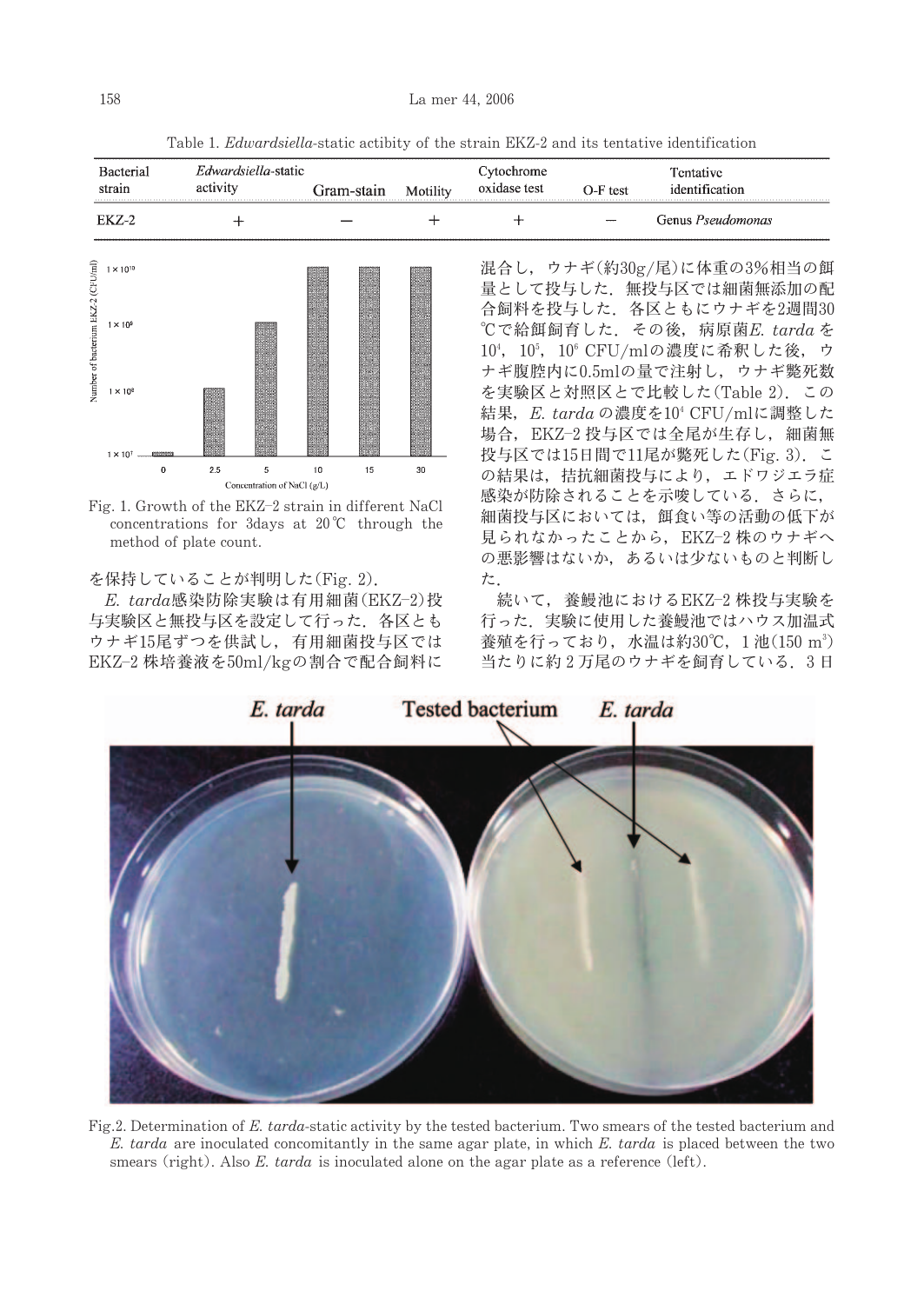Table 1. *Edwardsiella*-static actibity of the strain EKZ-2 and its tentative identification

| Bacterial strain | *Edwardsiella*-static activity | Gram-stain | Motility | Cytochrome oxidase test | O-F test | Tentative identification |
|---|---|---|---|---|---|---|
| EKZ-2 | + | − | + | + | − | Genus *Pseudomonas* |

Fig. 1. Growth of the EKZ-2 strain in different NaCl concentrations for 3days at 20℃ through the method of plate count.

を保持していることが判明した(Fig. 2).

*E. tarda*感染防除実験は有用細菌(EKZ-2)投与実験区と無投与区を設定して行った．各区ともウナギ15尾ずつを供試し，有用細菌投与区ではEKZ-2 株培養液を50ml/kgの割合で配合飼料に混合し，ウナギ(約30g/尾)に体重の3%相当の餌量として投与した．無投与区では細菌無添加の配合飼料を投与した．各区ともにウナギを2週間30℃で給餌飼育した．その後，病原菌*E. tarda* を$10^4$，$10^5$，$10^6$ CFU/mlの濃度に希釈した後，ウナギ腹腔内に0.5mlの量で注射し，ウナギ斃死数を実験区と対照区とで比較した(Table 2)．この結果，*E. tarda* の濃度を$10^4$ CFU/mlに調整した場合，EKZ-2 投与区では全尾が生存し，細菌無投与区では15日間で11尾が斃死した(Fig. 3)．この結果は，拮抗細菌投与により，エドワジエラ症感染が防除されることを示唆している．さらに，細菌投与区においては，餌食い等の活動の低下が見られなかったことから，EKZ-2 株のウナギへの悪影響はないか，あるいは少ないものと判断した．

続いて，養鰻池におけるEKZ-2 株投与実験を行った．実験に使用した養鰻池ではハウス加温式養殖を行っており，水温は約30℃，1 池(150 $m^3$)当たりに約 2 万尾のウナギを飼育している．3 日

Fig.2. Determination of *E. tarda*-static activity by the tested bacterium. Two smears of the tested bacterium and *E. tarda* are inoculated concomitantly in the same agar plate, in which *E. tarda* is placed between the two smears (right). Also *E. tarda* is inoculated alone on the agar plate as a reference (left).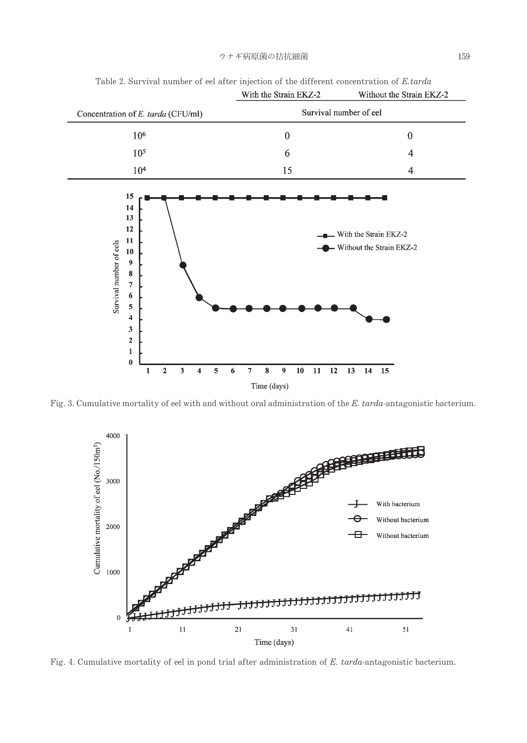Table 2. Survival number of eel after injection of the different concentration of *E.tarda*

| Concentration of *E. tarda* (CFU/ml) | With the Strain EKZ-2 | Without the Strain EKZ-2 |
|---|---|---|
| | Survival number of eel | |
| $10^6$ | 0 | 0 |
| $10^5$ | 6 | 4 |
| $10^4$ | 15 | 4 |

Fig. 3. Cumulative mortality of eel with and without oral administration of the *E. tarda*-antagonistic bacterium.

Fig. 4. Cumulative mortality of eel in pond trial after administration of *E. tarda*-antagonistic bacterium.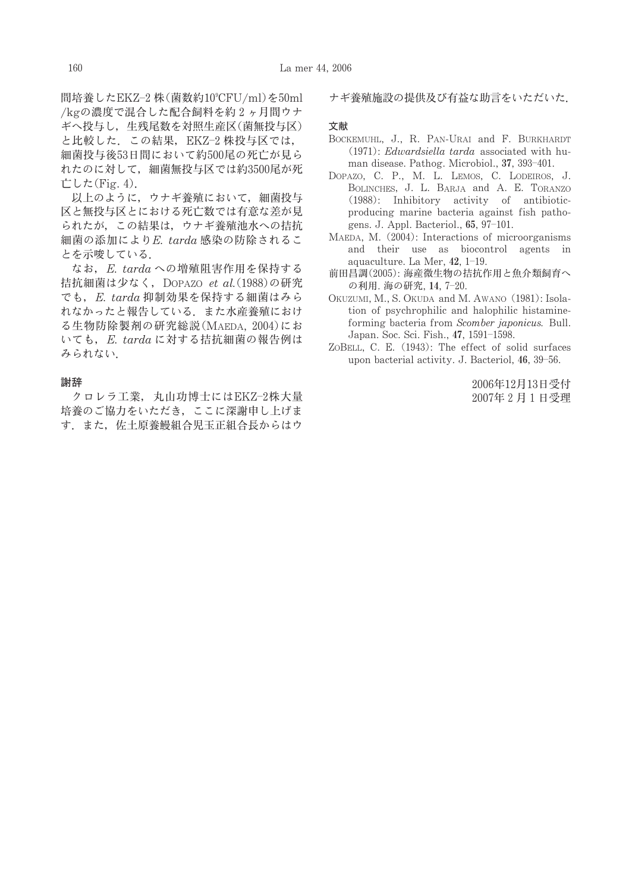間培養したEKZ-2株（菌数約$10^9$CFU/ml）を50ml/kgの濃度で混合した配合飼料を約2ヶ月間ウナギへ投与し，生残尾数を対照生産区（菌無投与区）と比較した．この結果，EKZ-2株投与区では，細菌投与後53日間において約500尾の死亡が見られたのに対して，細菌無投与区では約3500尾が死亡した（Fig. 4）．

以上のように，ウナギ養殖において，細菌投与区と無投与区とにおける死亡数では有意な差が見られたが，この結果は，ウナギ養殖池水への拮抗細菌の添加により*E. tarda*感染の防除されることを示唆している．

なお，*E. tarda*への増殖阻害作用を保持する拮抗細菌は少なく，Dopazo *et al.*（1988）の研究でも，*E. tarda*抑制効果を保持する細菌はみられなかったと報告している．また水産養殖における生物防除製剤の研究総説（Maeda, 2004）においても，*E. tarda*に対する拮抗細菌の報告例はみられない．

## 謝辞

クロレラ工業，丸山功博士にはEKZ-2株大量培養のご協力をいただき，ここに深謝申し上げます．また，佐土原養鰻組合児玉正組合長からはウナギ養殖施設の提供及び有益な助言をいただいた．

## 文献

Bockemuhl, J., R. Pan-Urai and F. Burkhardt (1971): *Edwardsiella tarda* associated with human disease. Pathog. Microbiol., **37**, 393–401.

Dopazo, C. P., M. L. Lemos, C. Lodeiros, J. Bolinches, J. L. Barja and A. E. Toranzo (1988): Inhibitory activity of antibiotic-producing marine bacteria against fish pathogens. J. Appl. Bacteriol., **65**, 97–101.

Maeda, M. (2004): Interactions of microorganisms and their use as biocontrol agents in aquaculture. La Mer, **42**, 1–19.

前田昌調（2005）: 海産微生物の拮抗作用と魚介類飼育への利用. 海の研究, **14**, 7–20.

Okuzumi, M., S. Okuda and M. Awano (1981): Isolation of psychrophilic and halophilic histamine-forming bacteria from *Scomber japonicus*. Bull. Japan. Soc. Sci. Fish., **47**, 1591–1598.

ZoBell, C. E. (1943): The effect of solid surfaces upon bacterial activity. J. Bacteriol, **46**, 39–56.

2006年12月13日受付
2007年2月1日受理